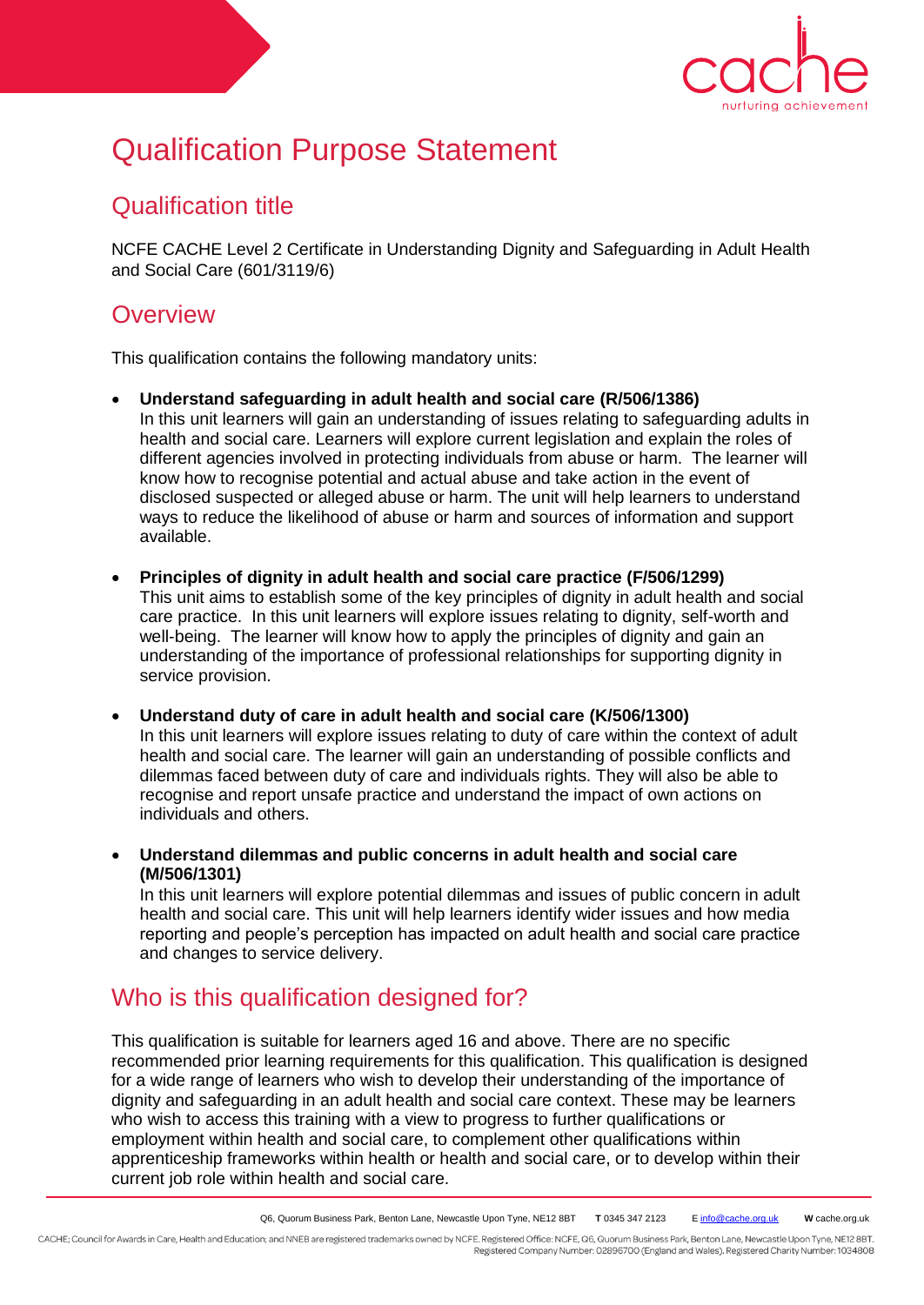# Qualification Purpose Statement

## Qualification title

NCFE CACHE Level 2 Certificate in Understanding Dignity and Safeguarding in Adult Health and Social Care (601/3119/6)

## Overview

This qualification contains the following mandatory units:

- **Understand safeguarding in adult health and social care (R/506/1386)**
  In this unit learners will gain an understanding of issues relating to safeguarding adults in health and social care. Learners will explore current legislation and explain the roles of different agencies involved in protecting individuals from abuse or harm. The learner will know how to recognise potential and actual abuse and take action in the event of disclosed suspected or alleged abuse or harm. The unit will help learners to understand ways to reduce the likelihood of abuse or harm and sources of information and support available.

- **Principles of dignity in adult health and social care practice (F/506/1299)**
  This unit aims to establish some of the key principles of dignity in adult health and social care practice. In this unit learners will explore issues relating to dignity, self-worth and well-being. The learner will know how to apply the principles of dignity and gain an understanding of the importance of professional relationships for supporting dignity in service provision.

- **Understand duty of care in adult health and social care (K/506/1300)**
  In this unit learners will explore issues relating to duty of care within the context of adult health and social care. The learner will gain an understanding of possible conflicts and dilemmas faced between duty of care and individuals rights. They will also be able to recognise and report unsafe practice and understand the impact of own actions on individuals and others.

- **Understand dilemmas and public concerns in adult health and social care (M/506/1301)**
  In this unit learners will explore potential dilemmas and issues of public concern in adult health and social care. This unit will help learners identify wider issues and how media reporting and people's perception has impacted on adult health and social care practice and changes to service delivery.

## Who is this qualification designed for?

This qualification is suitable for learners aged 16 and above. There are no specific recommended prior learning requirements for this qualification. This qualification is designed for a wide range of learners who wish to develop their understanding of the importance of dignity and safeguarding in an adult health and social care context. These may be learners who wish to access this training with a view to progress to further qualifications or employment within health and social care, to complement other qualifications within apprenticeship frameworks within health or health and social care, or to develop within their current job role within health and social care.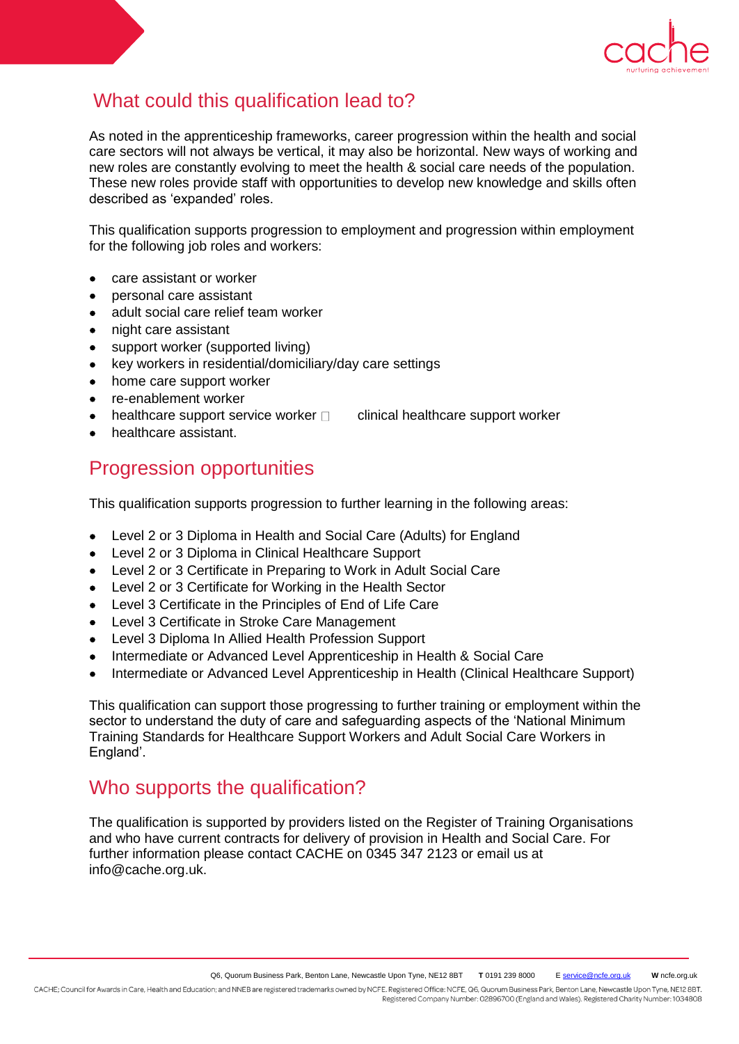## What could this qualification lead to?

As noted in the apprenticeship frameworks, career progression within the health and social care sectors will not always be vertical, it may also be horizontal. New ways of working and new roles are constantly evolving to meet the health & social care needs of the population. These new roles provide staff with opportunities to develop new knowledge and skills often described as 'expanded' roles.

This qualification supports progression to employment and progression within employment for the following job roles and workers:

- care assistant or worker
- personal care assistant
- adult social care relief team worker
- night care assistant
- support worker (supported living)
- key workers in residential/domiciliary/day care settings
- home care support worker
- re-enablement worker
- healthcare support service worker
- clinical healthcare support worker
- healthcare assistant.

## Progression opportunities

This qualification supports progression to further learning in the following areas:

- Level 2 or 3 Diploma in Health and Social Care (Adults) for England
- Level 2 or 3 Diploma in Clinical Healthcare Support
- Level 2 or 3 Certificate in Preparing to Work in Adult Social Care
- Level 2 or 3 Certificate for Working in the Health Sector
- Level 3 Certificate in the Principles of End of Life Care
- Level 3 Certificate in Stroke Care Management
- Level 3 Diploma In Allied Health Profession Support
- Intermediate or Advanced Level Apprenticeship in Health & Social Care
- Intermediate or Advanced Level Apprenticeship in Health (Clinical Healthcare Support)

This qualification can support those progressing to further training or employment within the sector to understand the duty of care and safeguarding aspects of the 'National Minimum Training Standards for Healthcare Support Workers and Adult Social Care Workers in England'.

## Who supports the qualification?

The qualification is supported by providers listed on the Register of Training Organisations and who have current contracts for delivery of provision in Health and Social Care. For further information please contact CACHE on 0345 347 2123 or email us at info@cache.org.uk.